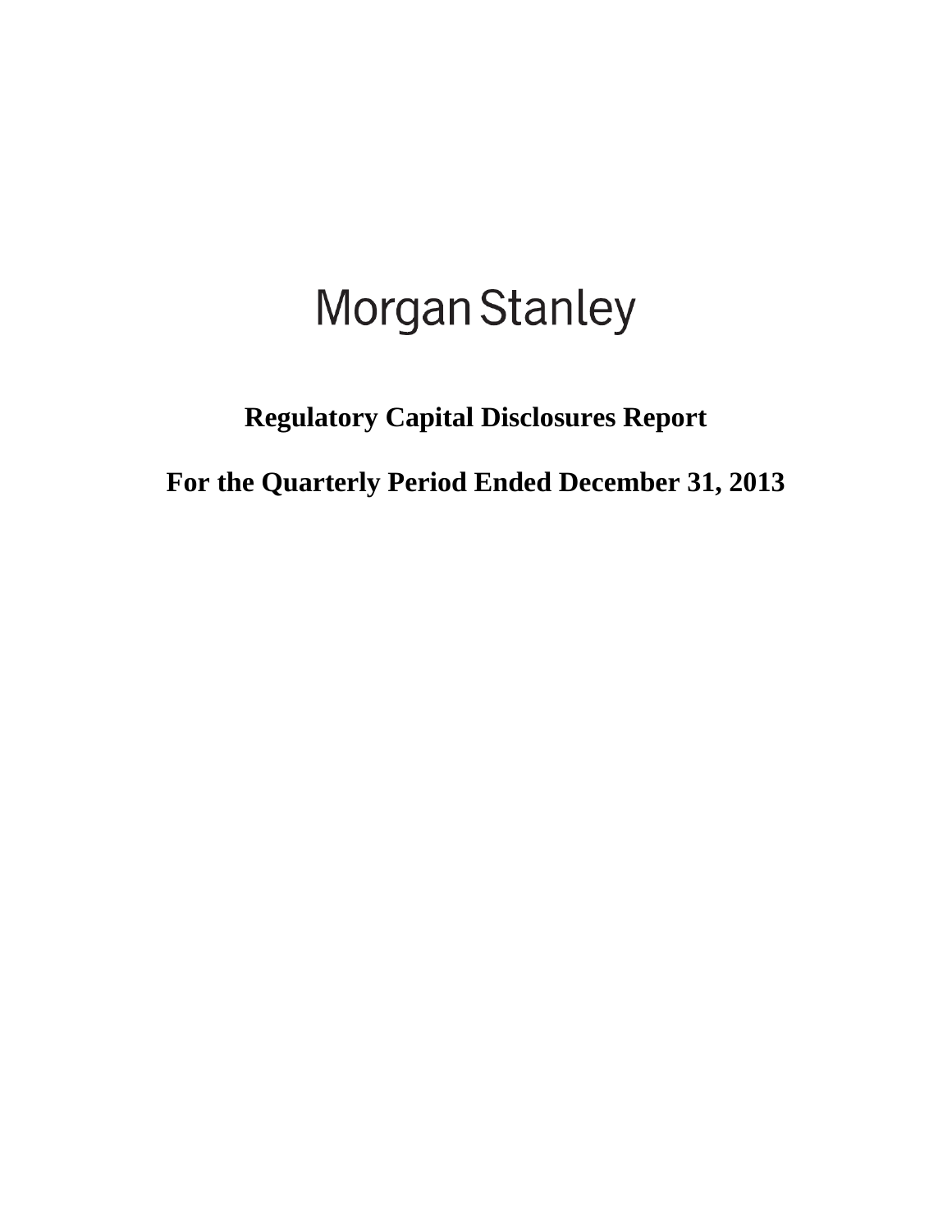# Morgan Stanley

## Regulatory Capital Disclosures Report

## For the Quarterly Period Ended December 31, 2013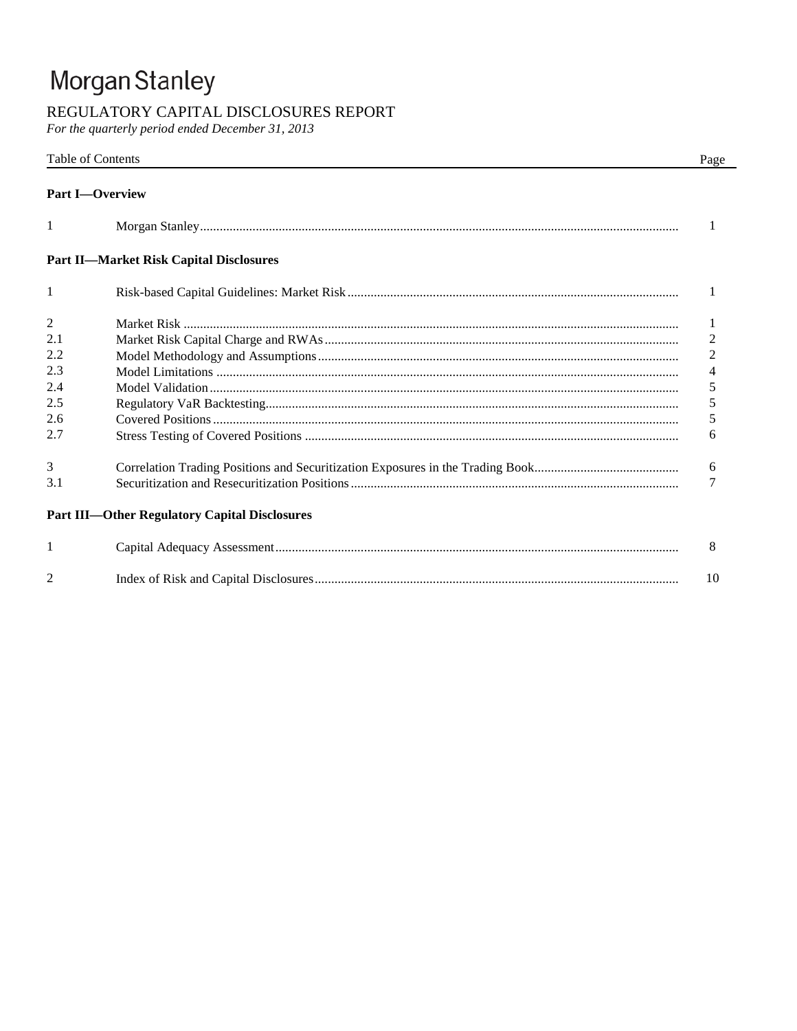# Morgan Stanley

## REGULATORY CAPITAL DISCLOSURES REPORT

*For the quarterly period ended December 31, 2013*

| Table of Contents | | Page |
|---|---|---|
| **Part I—Overview** | | |
| 1 | Morgan Stanley | 1 |
| **Part II—Market Risk Capital Disclosures** | | |
| 1 | Risk-based Capital Guidelines: Market Risk | 1 |
| 2 | Market Risk | 1 |
| 2.1 | Market Risk Capital Charge and RWAs | 2 |
| 2.2 | Model Methodology and Assumptions | 2 |
| 2.3 | Model Limitations | 4 |
| 2.4 | Model Validation | 5 |
| 2.5 | Regulatory VaR Backtesting | 5 |
| 2.6 | Covered Positions | 5 |
| 2.7 | Stress Testing of Covered Positions | 6 |
| 3 | Correlation Trading Positions and Securitization Exposures in the Trading Book | 6 |
| 3.1 | Securitization and Resecuritization Positions | 7 |
| **Part III—Other Regulatory Capital Disclosures** | | |
| 1 | Capital Adequacy Assessment | 8 |
| 2 | Index of Risk and Capital Disclosures | 10 |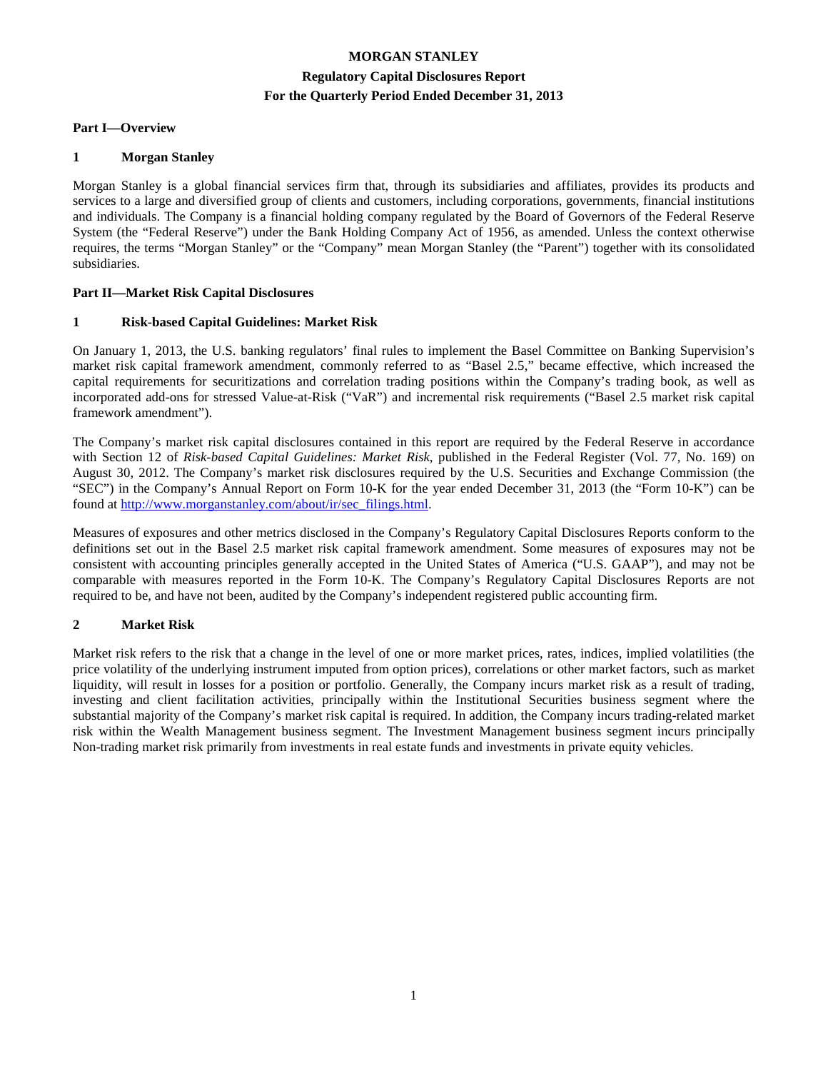# MORGAN STANLEY

## Regulatory Capital Disclosures Report

## For the Quarterly Period Ended December 31, 2013

### Part I—Overview

### 1 Morgan Stanley

Morgan Stanley is a global financial services firm that, through its subsidiaries and affiliates, provides its products and services to a large and diversified group of clients and customers, including corporations, governments, financial institutions and individuals. The Company is a financial holding company regulated by the Board of Governors of the Federal Reserve System (the "Federal Reserve") under the Bank Holding Company Act of 1956, as amended. Unless the context otherwise requires, the terms "Morgan Stanley" or the "Company" mean Morgan Stanley (the "Parent") together with its consolidated subsidiaries.

### Part II—Market Risk Capital Disclosures

### 1 Risk-based Capital Guidelines: Market Risk

On January 1, 2013, the U.S. banking regulators' final rules to implement the Basel Committee on Banking Supervision's market risk capital framework amendment, commonly referred to as "Basel 2.5," became effective, which increased the capital requirements for securitizations and correlation trading positions within the Company's trading book, as well as incorporated add-ons for stressed Value-at-Risk ("VaR") and incremental risk requirements ("Basel 2.5 market risk capital framework amendment").

The Company's market risk capital disclosures contained in this report are required by the Federal Reserve in accordance with Section 12 of *Risk-based Capital Guidelines: Market Risk*, published in the Federal Register (Vol. 77, No. 169) on August 30, 2012. The Company's market risk disclosures required by the U.S. Securities and Exchange Commission (the "SEC") in the Company's Annual Report on Form 10-K for the year ended December 31, 2013 (the "Form 10-K") can be found at http://www.morganstanley.com/about/ir/sec_filings.html.

Measures of exposures and other metrics disclosed in the Company's Regulatory Capital Disclosures Reports conform to the definitions set out in the Basel 2.5 market risk capital framework amendment. Some measures of exposures may not be consistent with accounting principles generally accepted in the United States of America ("U.S. GAAP"), and may not be comparable with measures reported in the Form 10-K. The Company's Regulatory Capital Disclosures Reports are not required to be, and have not been, audited by the Company's independent registered public accounting firm.

### 2 Market Risk

Market risk refers to the risk that a change in the level of one or more market prices, rates, indices, implied volatilities (the price volatility of the underlying instrument imputed from option prices), correlations or other market factors, such as market liquidity, will result in losses for a position or portfolio. Generally, the Company incurs market risk as a result of trading, investing and client facilitation activities, principally within the Institutional Securities business segment where the substantial majority of the Company's market risk capital is required. In addition, the Company incurs trading-related market risk within the Wealth Management business segment. The Investment Management business segment incurs principally Non-trading market risk primarily from investments in real estate funds and investments in private equity vehicles.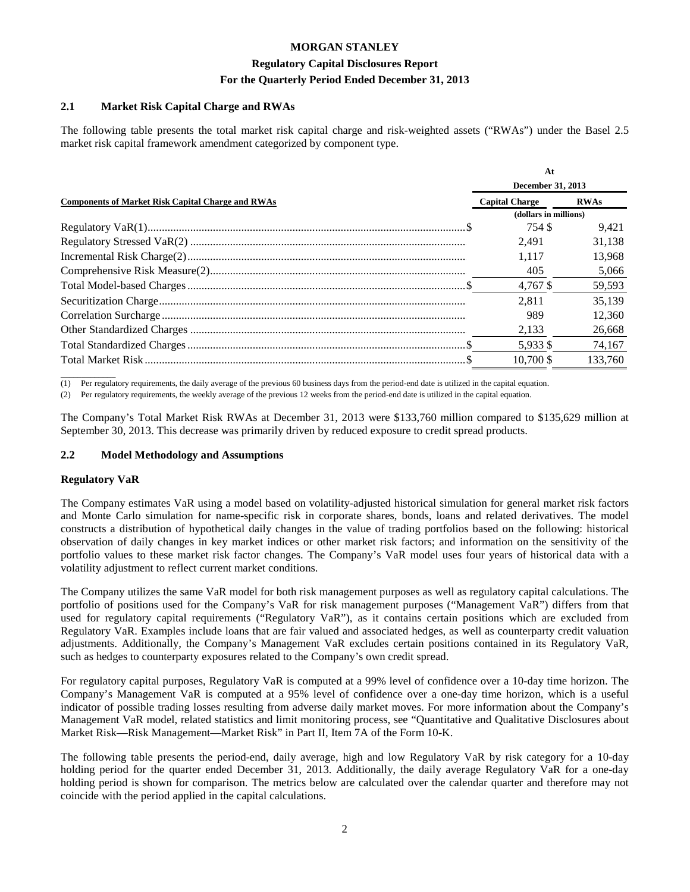## 2.1 Market Risk Capital Charge and RWAs

The following table presents the total market risk capital charge and risk-weighted assets ("RWAs") under the Basel 2.5 market risk capital framework amendment categorized by component type.

| Components of Market Risk Capital Charge and RWAs | At December 31, 2013 | |
|---|---|---|
| | Capital Charge | RWAs |
| | (dollars in millions) | |
| Regulatory VaR(1) | $ 754 | $ 9,421 |
| Regulatory Stressed VaR(2) | 2,491 | 31,138 |
| Incremental Risk Charge(2) | 1,117 | 13,968 |
| Comprehensive Risk Measure(2) | 405 | 5,066 |
| Total Model-based Charges | $ 4,767 | $ 59,593 |
| Securitization Charge | 2,811 | 35,139 |
| Correlation Surcharge | 989 | 12,360 |
| Other Standardized Charges | 2,133 | 26,668 |
| Total Standardized Charges | $ 5,933 | $ 74,167 |
| Total Market Risk | $ 10,700 | $ 133,760 |

(1) Per regulatory requirements, the daily average of the previous 60 business days from the period-end date is utilized in the capital equation.

(2) Per regulatory requirements, the weekly average of the previous 12 weeks from the period-end date is utilized in the capital equation.

The Company's Total Market Risk RWAs at December 31, 2013 were $133,760 million compared to $135,629 million at September 30, 2013. This decrease was primarily driven by reduced exposure to credit spread products.

## 2.2 Model Methodology and Assumptions

### Regulatory VaR

The Company estimates VaR using a model based on volatility-adjusted historical simulation for general market risk factors and Monte Carlo simulation for name-specific risk in corporate shares, bonds, loans and related derivatives. The model constructs a distribution of hypothetical daily changes in the value of trading portfolios based on the following: historical observation of daily changes in key market indices or other market risk factors; and information on the sensitivity of the portfolio values to these market risk factor changes. The Company's VaR model uses four years of historical data with a volatility adjustment to reflect current market conditions.

The Company utilizes the same VaR model for both risk management purposes as well as regulatory capital calculations. The portfolio of positions used for the Company's VaR for risk management purposes ("Management VaR") differs from that used for regulatory capital requirements ("Regulatory VaR"), as it contains certain positions which are excluded from Regulatory VaR. Examples include loans that are fair valued and associated hedges, as well as counterparty credit valuation adjustments. Additionally, the Company's Management VaR excludes certain positions contained in its Regulatory VaR, such as hedges to counterparty exposures related to the Company's own credit spread.

For regulatory capital purposes, Regulatory VaR is computed at a 99% level of confidence over a 10-day time horizon. The Company's Management VaR is computed at a 95% level of confidence over a one-day time horizon, which is a useful indicator of possible trading losses resulting from adverse daily market moves. For more information about the Company's Management VaR model, related statistics and limit monitoring process, see "Quantitative and Qualitative Disclosures about Market Risk—Risk Management—Market Risk" in Part II, Item 7A of the Form 10-K.

The following table presents the period-end, daily average, high and low Regulatory VaR by risk category for a 10-day holding period for the quarter ended December 31, 2013. Additionally, the daily average Regulatory VaR for a one-day holding period is shown for comparison. The metrics below are calculated over the calendar quarter and therefore may not coincide with the period applied in the capital calculations.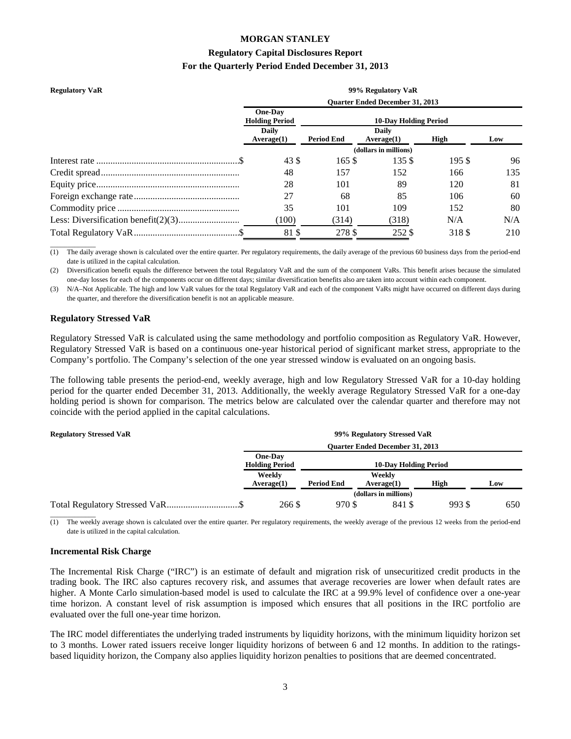**Regulatory VaR**

| | 99% Regulatory VaR | | | | |
|---|---|---|---|---|---|
| | Quarter Ended December 31, 2013 | | | | |
| | One-Day Holding Period | 10-Day Holding Period | | | |
| | Daily Average(1) | Period End | Daily Average(1) | High | Low |
| | (dollars in millions) | | | | |
| Interest rate | $ 43 | $ 165 | $ 135 | $ 195 | $ 96 |
| Credit spread | 48 | 157 | 152 | 166 | 135 |
| Equity price | 28 | 101 | 89 | 120 | 81 |
| Foreign exchange rate | 27 | 68 | 85 | 106 | 60 |
| Commodity price | 35 | 101 | 109 | 152 | 80 |
| Less: Diversification benefit(2)(3) | (100) | (314) | (318) | N/A | N/A |
| Total Regulatory VaR | $ 81 | $ 278 | $ 252 | $ 318 | $ 210 |

(1) The daily average shown is calculated over the entire quarter. Per regulatory requirements, the daily average of the previous 60 business days from the period-end date is utilized in the capital calculation.

(2) Diversification benefit equals the difference between the total Regulatory VaR and the sum of the component VaRs. This benefit arises because the simulated one-day losses for each of the components occur on different days; similar diversification benefits also are taken into account within each component.

(3) N/A–Not Applicable. The high and low VaR values for the total Regulatory VaR and each of the component VaRs might have occurred on different days during the quarter, and therefore the diversification benefit is not an applicable measure.

### Regulatory Stressed VaR

Regulatory Stressed VaR is calculated using the same methodology and portfolio composition as Regulatory VaR. However, Regulatory Stressed VaR is based on a continuous one-year historical period of significant market stress, appropriate to the Company's portfolio. The Company's selection of the one year stressed window is evaluated on an ongoing basis.

The following table presents the period-end, weekly average, high and low Regulatory Stressed VaR for a 10-day holding period for the quarter ended December 31, 2013. Additionally, the weekly average Regulatory Stressed VaR for a one-day holding period is shown for comparison. The metrics below are calculated over the calendar quarter and therefore may not coincide with the period applied in the capital calculations.

**Regulatory Stressed VaR**

| | 99% Regulatory Stressed VaR | | | | |
|---|---|---|---|---|---|
| | Quarter Ended December 31, 2013 | | | | |
| | One-Day Holding Period | 10-Day Holding Period | | | |
| | Weekly Average(1) | Period End | Weekly Average(1) | High | Low |
| | (dollars in millions) | | | | |
| Total Regulatory Stressed VaR | $ 266 | $ 970 | $ 841 | $ 993 | $ 650 |

(1) The weekly average shown is calculated over the entire quarter. Per regulatory requirements, the weekly average of the previous 12 weeks from the period-end date is utilized in the capital calculation.

### Incremental Risk Charge

The Incremental Risk Charge ("IRC") is an estimate of default and migration risk of unsecuritized credit products in the trading book. The IRC also captures recovery risk, and assumes that average recoveries are lower when default rates are higher. A Monte Carlo simulation-based model is used to calculate the IRC at a 99.9% level of confidence over a one-year time horizon. A constant level of risk assumption is imposed which ensures that all positions in the IRC portfolio are evaluated over the full one-year time horizon.

The IRC model differentiates the underlying traded instruments by liquidity horizons, with the minimum liquidity horizon set to 3 months. Lower rated issuers receive longer liquidity horizons of between 6 and 12 months. In addition to the ratings-based liquidity horizon, the Company also applies liquidity horizon penalties to positions that are deemed concentrated.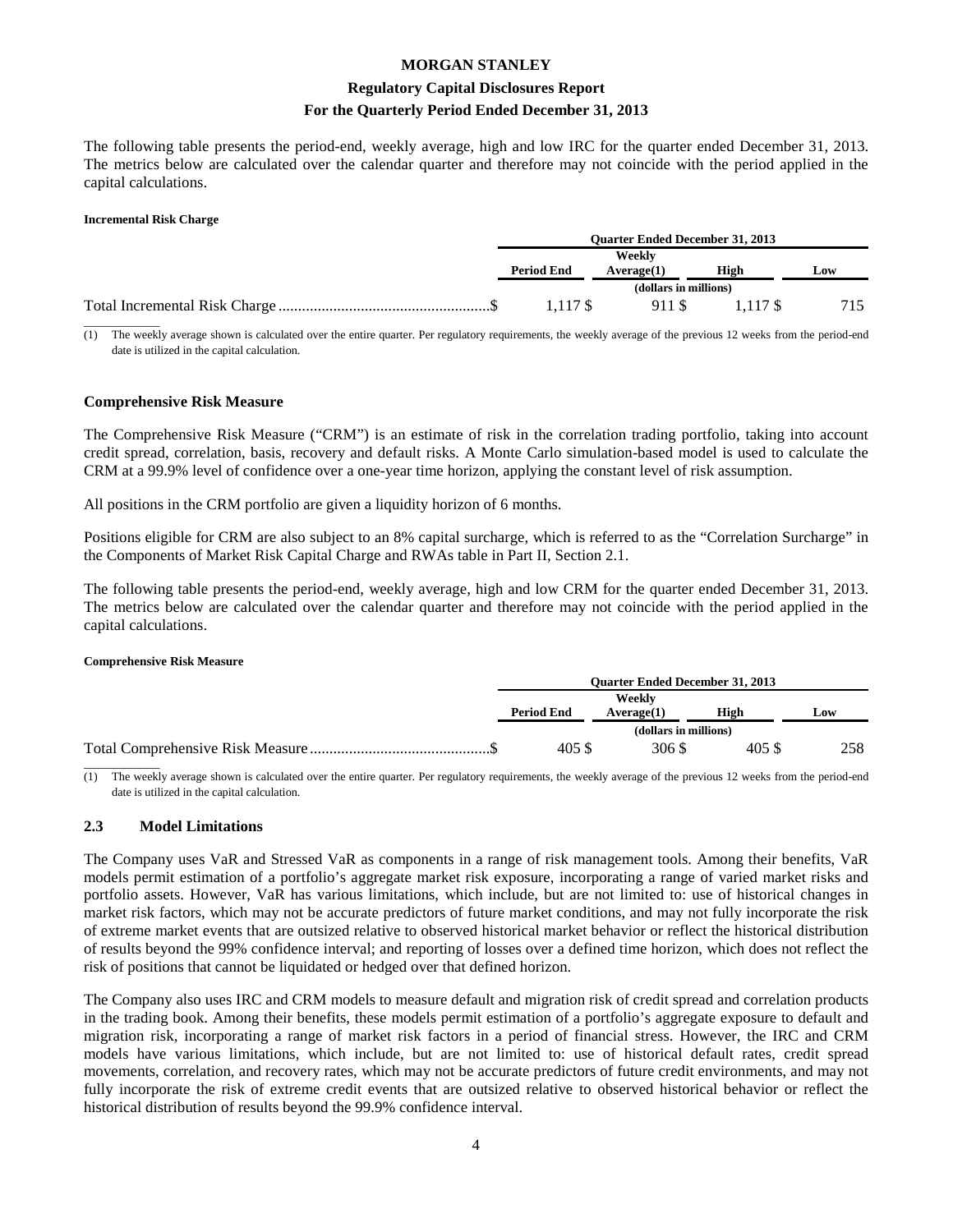The following table presents the period-end, weekly average, high and low IRC for the quarter ended December 31, 2013. The metrics below are calculated over the calendar quarter and therefore may not coincide with the period applied in the capital calculations.

**Incremental Risk Charge**

| | Quarter Ended December 31, 2013 | | | |
|---|---|---|---|---|
| | Period End | Weekly Average(1) | High | Low |
| | (dollars in millions) | | | |
| Total Incremental Risk Charge | $ 1,117 | $ 911 | $ 1,117 | $ 715 |

(1) The weekly average shown is calculated over the entire quarter. Per regulatory requirements, the weekly average of the previous 12 weeks from the period-end date is utilized in the capital calculation.

### Comprehensive Risk Measure

The Comprehensive Risk Measure ("CRM") is an estimate of risk in the correlation trading portfolio, taking into account credit spread, correlation, basis, recovery and default risks. A Monte Carlo simulation-based model is used to calculate the CRM at a 99.9% level of confidence over a one-year time horizon, applying the constant level of risk assumption.

All positions in the CRM portfolio are given a liquidity horizon of 6 months.

Positions eligible for CRM are also subject to an 8% capital surcharge, which is referred to as the "Correlation Surcharge" in the Components of Market Risk Capital Charge and RWAs table in Part II, Section 2.1.

The following table presents the period-end, weekly average, high and low CRM for the quarter ended December 31, 2013. The metrics below are calculated over the calendar quarter and therefore may not coincide with the period applied in the capital calculations.

**Comprehensive Risk Measure**

| | Quarter Ended December 31, 2013 | | | |
|---|---|---|---|---|
| | Period End | Weekly Average(1) | High | Low |
| | (dollars in millions) | | | |
| Total Comprehensive Risk Measure | $ 405 | $ 306 | $ 405 | $ 258 |

(1) The weekly average shown is calculated over the entire quarter. Per regulatory requirements, the weekly average of the previous 12 weeks from the period-end date is utilized in the capital calculation.

## 2.3 Model Limitations

The Company uses VaR and Stressed VaR as components in a range of risk management tools. Among their benefits, VaR models permit estimation of a portfolio's aggregate market risk exposure, incorporating a range of varied market risks and portfolio assets. However, VaR has various limitations, which include, but are not limited to: use of historical changes in market risk factors, which may not be accurate predictors of future market conditions, and may not fully incorporate the risk of extreme market events that are outsized relative to observed historical market behavior or reflect the historical distribution of results beyond the 99% confidence interval; and reporting of losses over a defined time horizon, which does not reflect the risk of positions that cannot be liquidated or hedged over that defined horizon.

The Company also uses IRC and CRM models to measure default and migration risk of credit spread and correlation products in the trading book. Among their benefits, these models permit estimation of a portfolio's aggregate exposure to default and migration risk, incorporating a range of market risk factors in a period of financial stress. However, the IRC and CRM models have various limitations, which include, but are not limited to: use of historical default rates, credit spread movements, correlation, and recovery rates, which may not be accurate predictors of future credit environments, and may not fully incorporate the risk of extreme credit events that are outsized relative to observed historical behavior or reflect the historical distribution of results beyond the 99.9% confidence interval.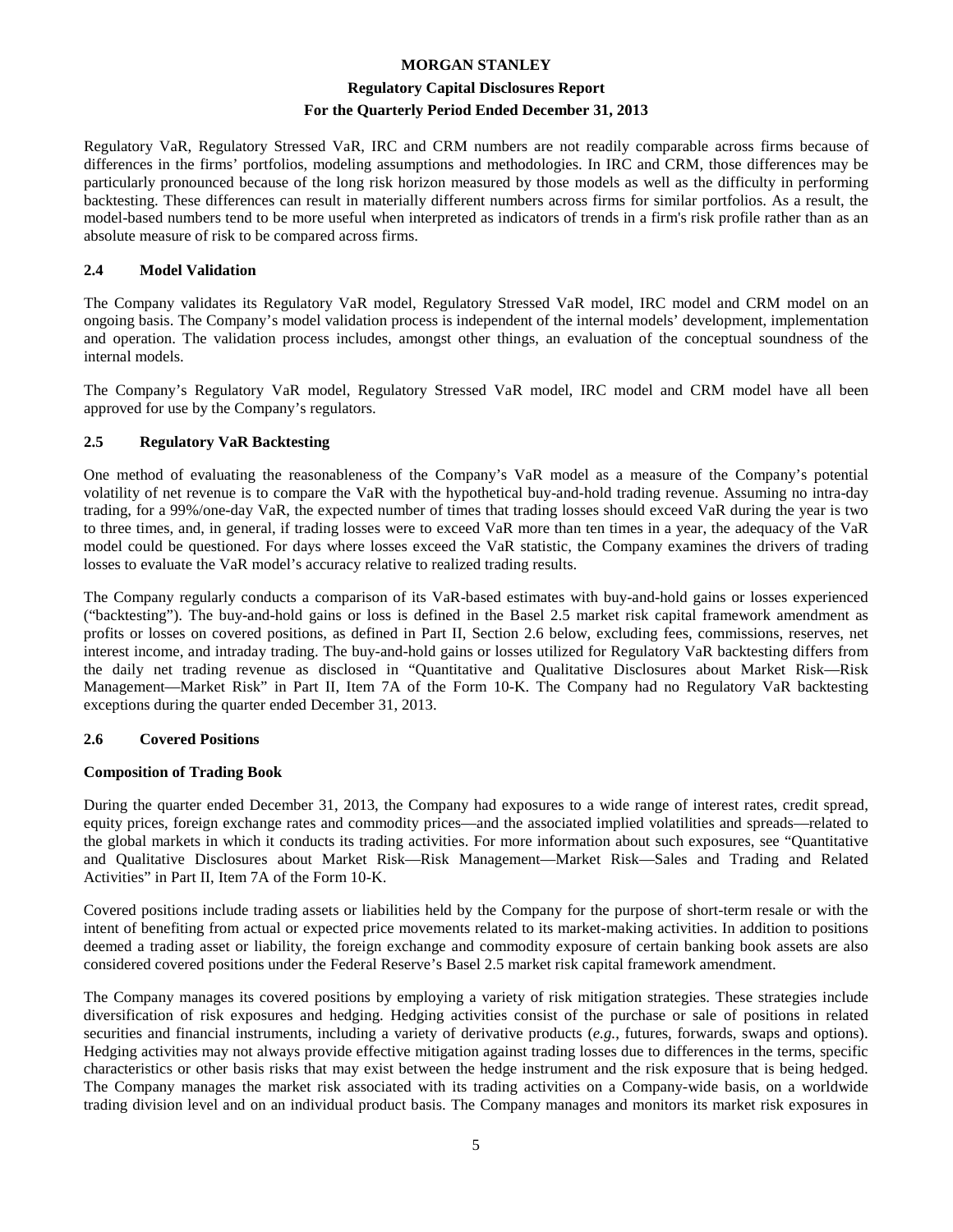Regulatory VaR, Regulatory Stressed VaR, IRC and CRM numbers are not readily comparable across firms because of differences in the firms' portfolios, modeling assumptions and methodologies. In IRC and CRM, those differences may be particularly pronounced because of the long risk horizon measured by those models as well as the difficulty in performing backtesting. These differences can result in materially different numbers across firms for similar portfolios. As a result, the model-based numbers tend to be more useful when interpreted as indicators of trends in a firm's risk profile rather than as an absolute measure of risk to be compared across firms.

## 2.4 Model Validation

The Company validates its Regulatory VaR model, Regulatory Stressed VaR model, IRC model and CRM model on an ongoing basis. The Company's model validation process is independent of the internal models' development, implementation and operation. The validation process includes, amongst other things, an evaluation of the conceptual soundness of the internal models.

The Company's Regulatory VaR model, Regulatory Stressed VaR model, IRC model and CRM model have all been approved for use by the Company's regulators.

## 2.5 Regulatory VaR Backtesting

One method of evaluating the reasonableness of the Company's VaR model as a measure of the Company's potential volatility of net revenue is to compare the VaR with the hypothetical buy-and-hold trading revenue. Assuming no intra-day trading, for a 99%/one-day VaR, the expected number of times that trading losses should exceed VaR during the year is two to three times, and, in general, if trading losses were to exceed VaR more than ten times in a year, the adequacy of the VaR model could be questioned. For days where losses exceed the VaR statistic, the Company examines the drivers of trading losses to evaluate the VaR model's accuracy relative to realized trading results.

The Company regularly conducts a comparison of its VaR-based estimates with buy-and-hold gains or losses experienced ("backtesting"). The buy-and-hold gains or loss is defined in the Basel 2.5 market risk capital framework amendment as profits or losses on covered positions, as defined in Part II, Section 2.6 below, excluding fees, commissions, reserves, net interest income, and intraday trading. The buy-and-hold gains or losses utilized for Regulatory VaR backtesting differs from the daily net trading revenue as disclosed in "Quantitative and Qualitative Disclosures about Market Risk—Risk Management—Market Risk" in Part II, Item 7A of the Form 10-K. The Company had no Regulatory VaR backtesting exceptions during the quarter ended December 31, 2013.

## 2.6 Covered Positions

**Composition of Trading Book**

During the quarter ended December 31, 2013, the Company had exposures to a wide range of interest rates, credit spread, equity prices, foreign exchange rates and commodity prices—and the associated implied volatilities and spreads—related to the global markets in which it conducts its trading activities. For more information about such exposures, see "Quantitative and Qualitative Disclosures about Market Risk—Risk Management—Market Risk—Sales and Trading and Related Activities" in Part II, Item 7A of the Form 10-K.

Covered positions include trading assets or liabilities held by the Company for the purpose of short-term resale or with the intent of benefiting from actual or expected price movements related to its market-making activities. In addition to positions deemed a trading asset or liability, the foreign exchange and commodity exposure of certain banking book assets are also considered covered positions under the Federal Reserve's Basel 2.5 market risk capital framework amendment.

The Company manages its covered positions by employing a variety of risk mitigation strategies. These strategies include diversification of risk exposures and hedging. Hedging activities consist of the purchase or sale of positions in related securities and financial instruments, including a variety of derivative products (*e.g.*, futures, forwards, swaps and options). Hedging activities may not always provide effective mitigation against trading losses due to differences in the terms, specific characteristics or other basis risks that may exist between the hedge instrument and the risk exposure that is being hedged. The Company manages the market risk associated with its trading activities on a Company-wide basis, on a worldwide trading division level and on an individual product basis. The Company manages and monitors its market risk exposures in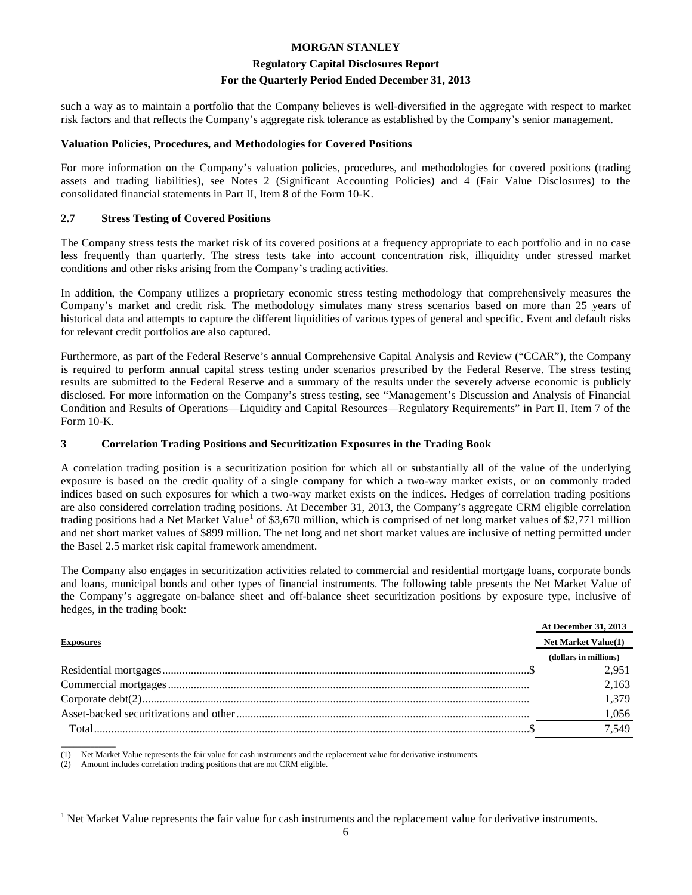such a way as to maintain a portfolio that the Company believes is well-diversified in the aggregate with respect to market risk factors and that reflects the Company's aggregate risk tolerance as established by the Company's senior management.

**Valuation Policies, Procedures, and Methodologies for Covered Positions**

For more information on the Company's valuation policies, procedures, and methodologies for covered positions (trading assets and trading liabilities), see Notes 2 (Significant Accounting Policies) and 4 (Fair Value Disclosures) to the consolidated financial statements in Part II, Item 8 of the Form 10-K.

## 2.7 Stress Testing of Covered Positions

The Company stress tests the market risk of its covered positions at a frequency appropriate to each portfolio and in no case less frequently than quarterly. The stress tests take into account concentration risk, illiquidity under stressed market conditions and other risks arising from the Company's trading activities.

In addition, the Company utilizes a proprietary economic stress testing methodology that comprehensively measures the Company's market and credit risk. The methodology simulates many stress scenarios based on more than 25 years of historical data and attempts to capture the different liquidities of various types of general and specific. Event and default risks for relevant credit portfolios are also captured.

Furthermore, as part of the Federal Reserve's annual Comprehensive Capital Analysis and Review ("CCAR"), the Company is required to perform annual capital stress testing under scenarios prescribed by the Federal Reserve. The stress testing results are submitted to the Federal Reserve and a summary of the results under the severely adverse economic is publicly disclosed. For more information on the Company's stress testing, see "Management's Discussion and Analysis of Financial Condition and Results of Operations—Liquidity and Capital Resources—Regulatory Requirements" in Part II, Item 7 of the Form 10-K.

# 3 Correlation Trading Positions and Securitization Exposures in the Trading Book

A correlation trading position is a securitization position for which all or substantially all of the value of the underlying exposure is based on the credit quality of a single company for which a two-way market exists, or on commonly traded indices based on such exposures for which a two-way market exists on the indices. Hedges of correlation trading positions are also considered correlation trading positions. At December 31, 2013, the Company's aggregate CRM eligible correlation trading positions had a Net Market Value[1] of $3,670 million, which is comprised of net long market values of $2,771 million and net short market values of $899 million. The net long and net short market values are inclusive of netting permitted under the Basel 2.5 market risk capital framework amendment.

The Company also engages in securitization activities related to commercial and residential mortgage loans, corporate bonds and loans, municipal bonds and other types of financial instruments. The following table presents the Net Market Value of the Company's aggregate on-balance sheet and off-balance sheet securitization positions by exposure type, inclusive of hedges, in the trading book:

| Exposures | At December 31, 2013<br>Net Market Value(1) |
|---|---|
| | (dollars in millions) |
| Residential mortgages | $ 2,951 |
| Commercial mortgages | 2,163 |
| Corporate debt(2) | 1,379 |
| Asset-backed securitizations and other | 1,056 |
| Total | $ 7,549 |

(1) Net Market Value represents the fair value for cash instruments and the replacement value for derivative instruments.

(2) Amount includes correlation trading positions that are not CRM eligible.

[1] Net Market Value represents the fair value for cash instruments and the replacement value for derivative instruments.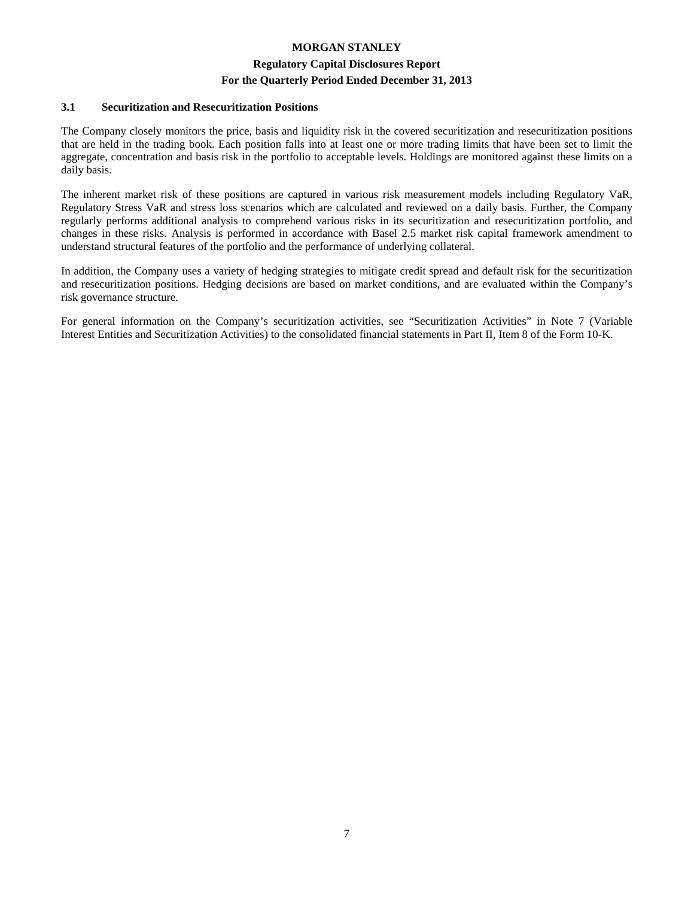### 3.1 Securitization and Resecuritization Positions

The Company closely monitors the price, basis and liquidity risk in the covered securitization and resecuritization positions that are held in the trading book. Each position falls into at least one or more trading limits that have been set to limit the aggregate, concentration and basis risk in the portfolio to acceptable levels. Holdings are monitored against these limits on a daily basis.

The inherent market risk of these positions are captured in various risk measurement models including Regulatory VaR, Regulatory Stress VaR and stress loss scenarios which are calculated and reviewed on a daily basis. Further, the Company regularly performs additional analysis to comprehend various risks in its securitization and resecuritization portfolio, and changes in these risks. Analysis is performed in accordance with Basel 2.5 market risk capital framework amendment to understand structural features of the portfolio and the performance of underlying collateral.

In addition, the Company uses a variety of hedging strategies to mitigate credit spread and default risk for the securitization and resecuritization positions. Hedging decisions are based on market conditions, and are evaluated within the Company's risk governance structure.

For general information on the Company's securitization activities, see "Securitization Activities" in Note 7 (Variable Interest Entities and Securitization Activities) to the consolidated financial statements in Part II, Item 8 of the Form 10-K.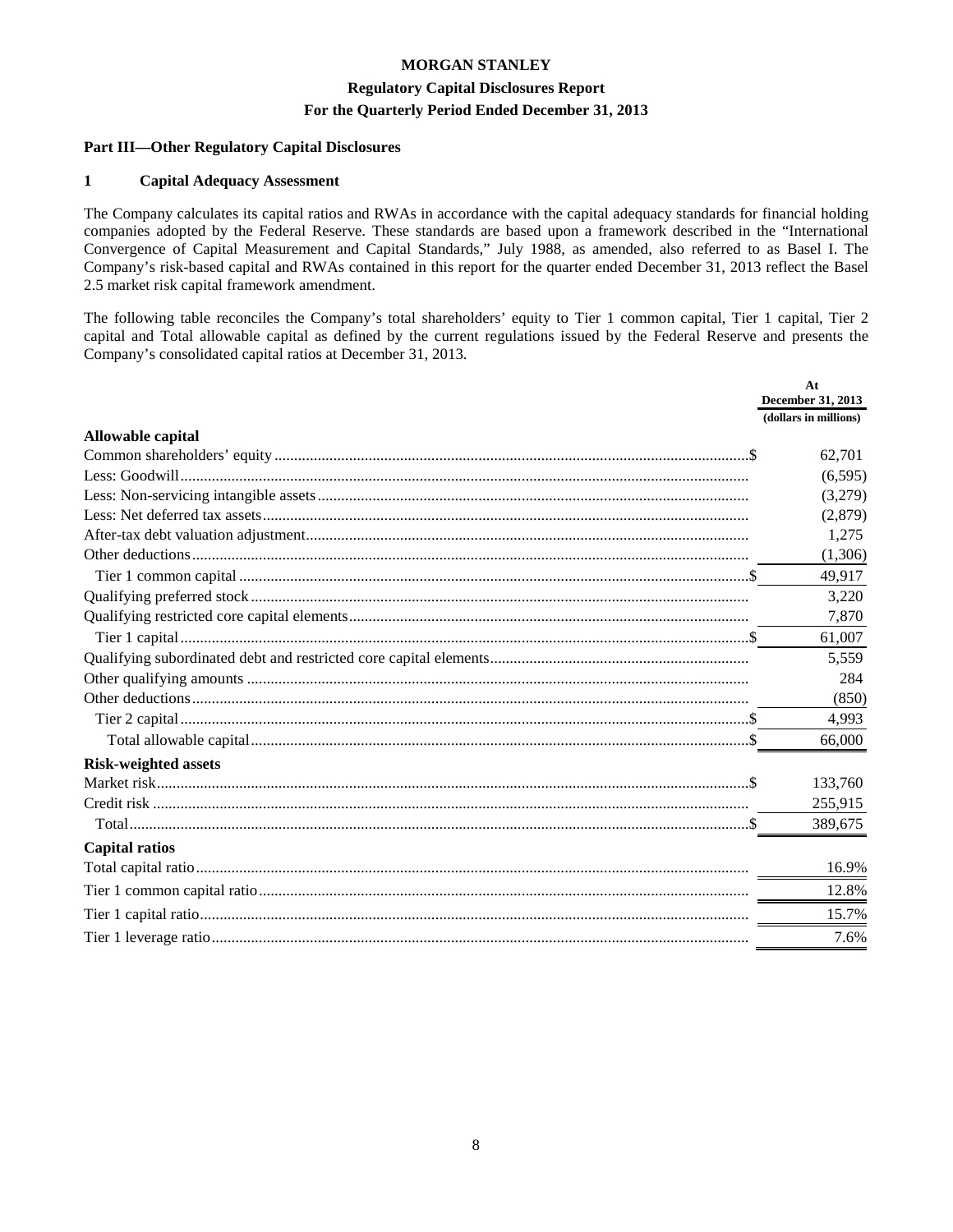**MORGAN STANLEY**

**Regulatory Capital Disclosures Report**

**For the Quarterly Period Ended December 31, 2013**

## Part III—Other Regulatory Capital Disclosures

### 1 Capital Adequacy Assessment

The Company calculates its capital ratios and RWAs in accordance with the capital adequacy standards for financial holding companies adopted by the Federal Reserve. These standards are based upon a framework described in the "International Convergence of Capital Measurement and Capital Standards," July 1988, as amended, also referred to as Basel I. The Company's risk-based capital and RWAs contained in this report for the quarter ended December 31, 2013 reflect the Basel 2.5 market risk capital framework amendment.

The following table reconciles the Company's total shareholders' equity to Tier 1 common capital, Tier 1 capital, Tier 2 capital and Total allowable capital as defined by the current regulations issued by the Federal Reserve and presents the Company's consolidated capital ratios at December 31, 2013.

| | At December 31, 2013 (dollars in millions) |
|---|---|
| **Allowable capital** | |
| Common shareholders' equity | $ 62,701 |
| Less: Goodwill | (6,595) |
| Less: Non-servicing intangible assets | (3,279) |
| Less: Net deferred tax assets | (2,879) |
| After-tax debt valuation adjustment | 1,275 |
| Other deductions | (1,306) |
| Tier 1 common capital | $ 49,917 |
| Qualifying preferred stock | 3,220 |
| Qualifying restricted core capital elements | 7,870 |
| Tier 1 capital | $ 61,007 |
| Qualifying subordinated debt and restricted core capital elements | 5,559 |
| Other qualifying amounts | 284 |
| Other deductions | (850) |
| Tier 2 capital | $ 4,993 |
| Total allowable capital | $ 66,000 |
| **Risk-weighted assets** | |
| Market risk | $ 133,760 |
| Credit risk | 255,915 |
| Total | $ 389,675 |
| **Capital ratios** | |
| Total capital ratio | 16.9% |
| Tier 1 common capital ratio | 12.8% |
| Tier 1 capital ratio | 15.7% |
| Tier 1 leverage ratio | 7.6% |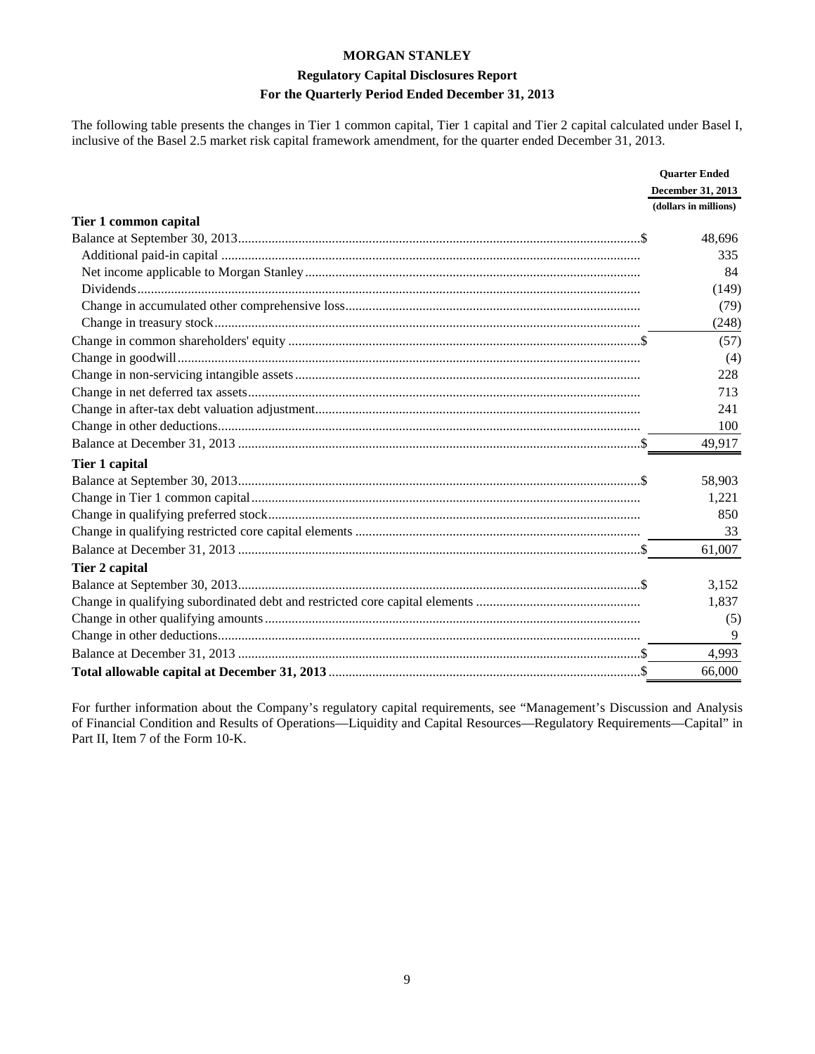**MORGAN STANLEY**

**Regulatory Capital Disclosures Report**

**For the Quarterly Period Ended December 31, 2013**

The following table presents the changes in Tier 1 common capital, Tier 1 capital and Tier 2 capital calculated under Basel I, inclusive of the Basel 2.5 market risk capital framework amendment, for the quarter ended December 31, 2013.

| | Quarter Ended December 31, 2013 |
|---|---|
| | (dollars in millions) |
| **Tier 1 common capital** | |
| Balance at September 30, 2013 | $ 48,696 |
| Additional paid-in capital | 335 |
| Net income applicable to Morgan Stanley | 84 |
| Dividends | (149) |
| Change in accumulated other comprehensive loss | (79) |
| Change in treasury stock | (248) |
| Change in common shareholders' equity | $ (57) |
| Change in goodwill | (4) |
| Change in non-servicing intangible assets | 228 |
| Change in net deferred tax assets | 713 |
| Change in after-tax debt valuation adjustment | 241 |
| Change in other deductions | 100 |
| Balance at December 31, 2013 | $ 49,917 |
| **Tier 1 capital** | |
| Balance at September 30, 2013 | $ 58,903 |
| Change in Tier 1 common capital | 1,221 |
| Change in qualifying preferred stock | 850 |
| Change in qualifying restricted core capital elements | 33 |
| Balance at December 31, 2013 | $ 61,007 |
| **Tier 2 capital** | |
| Balance at September 30, 2013 | $ 3,152 |
| Change in qualifying subordinated debt and restricted core capital elements | 1,837 |
| Change in other qualifying amounts | (5) |
| Change in other deductions | 9 |
| Balance at December 31, 2013 | $ 4,993 |
| **Total allowable capital at December 31, 2013** | $ 66,000 |

For further information about the Company's regulatory capital requirements, see "Management's Discussion and Analysis of Financial Condition and Results of Operations—Liquidity and Capital Resources—Regulatory Requirements—Capital" in Part II, Item 7 of the Form 10-K.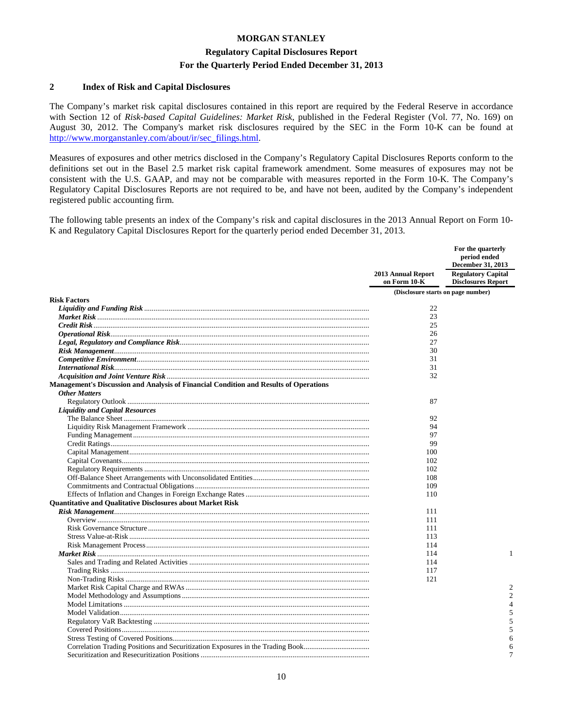## 2 Index of Risk and Capital Disclosures

The Company's market risk capital disclosures contained in this report are required by the Federal Reserve in accordance with Section 12 of *Risk-based Capital Guidelines: Market Risk*, published in the Federal Register (Vol. 77, No. 169) on August 30, 2012. The Company's market risk disclosures required by the SEC in the Form 10-K can be found at http://www.morganstanley.com/about/ir/sec_filings.html.

Measures of exposures and other metrics disclosed in the Company's Regulatory Capital Disclosures Reports conform to the definitions set out in the Basel 2.5 market risk capital framework amendment. Some measures of exposures may not be consistent with the U.S. GAAP, and may not be comparable with measures reported in the Form 10-K. The Company's Regulatory Capital Disclosures Reports are not required to be, and have not been, audited by the Company's independent registered public accounting firm.

The following table presents an index of the Company's risk and capital disclosures in the 2013 Annual Report on Form 10-K and Regulatory Capital Disclosures Report for the quarterly period ended December 31, 2013.

| | 2013 Annual Report on Form 10-K | For the quarterly period ended December 31, 2013 Regulatory Capital Disclosures Report |
|---|---|---|
| | (Disclosure starts on page number) | |
| **Risk Factors** | | |
| ***Liquidity and Funding Risk*** | 22 | |
| ***Market Risk*** | 23 | |
| ***Credit Risk*** | 25 | |
| ***Operational Risk*** | 26 | |
| ***Legal, Regulatory and Compliance Risk*** | 27 | |
| ***Risk Management*** | 30 | |
| ***Competitive Environment*** | 31 | |
| ***International Risk*** | 31 | |
| ***Acquisition and Joint Venture Risk*** | 32 | |
| **Management's Discussion and Analysis of Financial Condition and Results of Operations** | | |
| ***Other Matters*** | | |
| Regulatory Outlook | 87 | |
| ***Liquidity and Capital Resources*** | | |
| The Balance Sheet | 92 | |
| Liquidity Risk Management Framework | 94 | |
| Funding Management | 97 | |
| Credit Ratings | 99 | |
| Capital Management | 100 | |
| Capital Covenants | 102 | |
| Regulatory Requirements | 102 | |
| Off-Balance Sheet Arrangements with Unconsolidated Entities | 108 | |
| Commitments and Contractual Obligations | 109 | |
| Effects of Inflation and Changes in Foreign Exchange Rates | 110 | |
| **Quantitative and Qualitative Disclosures about Market Risk** | | |
| ***Risk Management*** | 111 | |
| Overview | 111 | |
| Risk Governance Structure | 111 | |
| Stress Value-at-Risk | 113 | |
| Risk Management Process | 114 | |
| ***Market Risk*** | 114 | 1 |
| Sales and Trading and Related Activities | 114 | |
| Trading Risks | 117 | |
| Non-Trading Risks | 121 | |
| Market Risk Capital Charge and RWAs | | 2 |
| Model Methodology and Assumptions | | 2 |
| Model Limitations | | 4 |
| Model Validation | | 5 |
| Regulatory VaR Backtesting | | 5 |
| Covered Positions | | 5 |
| Stress Testing of Covered Positions | | 6 |
| Correlation Trading Positions and Securitization Exposures in the Trading Book | | 6 |
| Securitization and Resecuritization Positions | | 7 |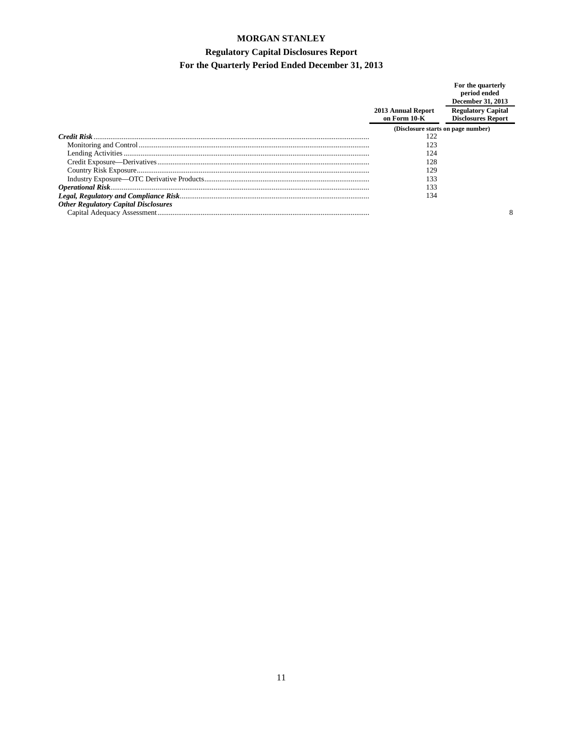# MORGAN STANLEY

## Regulatory Capital Disclosures Report

## For the Quarterly Period Ended December 31, 2013

| | 2013 Annual Report on Form 10-K | For the quarterly period ended December 31, 2013 Regulatory Capital Disclosures Report |
|---|---|---|
| | (Disclosure starts on page number) | |
| ***Credit Risk*** | 122 | |
| Monitoring and Control | 123 | |
| Lending Activities | 124 | |
| Credit Exposure—Derivatives | 128 | |
| Country Risk Exposure | 129 | |
| Industry Exposure—OTC Derivative Products | 133 | |
| ***Operational Risk*** | 133 | |
| ***Legal, Regulatory and Compliance Risk*** | 134 | |
| ***Other Regulatory Capital Disclosures*** | | |
| Capital Adequacy Assessment | | 8 |